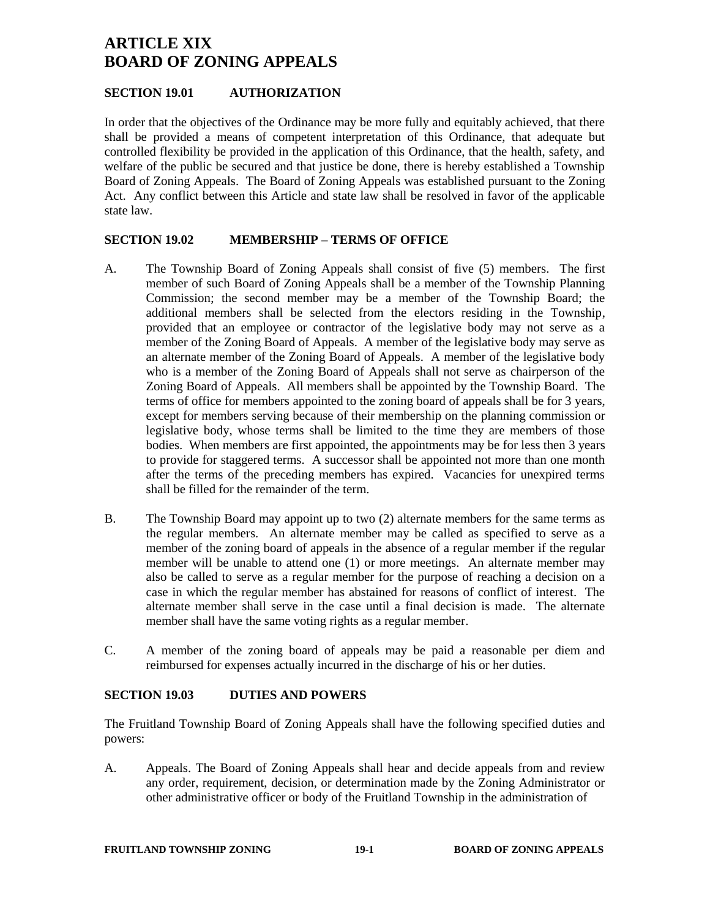# ARTICLE XIX
# BOARD OF ZONING APPEALS

## SECTION 19.01 AUTHORIZATION

In order that the objectives of the Ordinance may be more fully and equitably achieved, that there shall be provided a means of competent interpretation of this Ordinance, that adequate but controlled flexibility be provided in the application of this Ordinance, that the health, safety, and welfare of the public be secured and that justice be done, there is hereby established a Township Board of Zoning Appeals. The Board of Zoning Appeals was established pursuant to the Zoning Act. Any conflict between this Article and state law shall be resolved in favor of the applicable state law.

## SECTION 19.02 MEMBERSHIP – TERMS OF OFFICE

A. The Township Board of Zoning Appeals shall consist of five (5) members. The first member of such Board of Zoning Appeals shall be a member of the Township Planning Commission; the second member may be a member of the electors of the Township Board; the additional members shall be selected from the electors residing in the Township, provided that an employee or contractor of the legislative body may not serve as a member of the Zoning Board of Appeals. A member of the legislative body may serve as an alternate member of the Zoning Board of Appeals. A member of the legislative body who is a member of the Zoning Board of Appeals shall not serve as chairperson of the Zoning Board of Appeals. All members shall be appointed by the Township Board. The terms of office for members appointed to the zoning board of appeals shall be for 3 years, except for members serving because of their membership on the planning commission or legislative body, whose terms shall be limited to the time they are members of those bodies. When members are first appointed, the appointments may be for less then 3 years to provide for staggered terms. A successor shall be appointed not more than one month after the terms of the preceding members has expired. Vacancies for unexpired terms shall be filled for the remainder of the term.

B. The Township Board may appoint up to two (2) alternate members for the same terms as the regular members. An alternate member may be called as specified to serve as a member of the zoning board of appeals in the absence of a regular member if the regular member will be unable to attend one (1) or more meetings. An alternate member may also be called to serve as a regular member for the purpose of reaching a decision on a case in which the regular member has abstained for reasons of conflict of interest. The alternate member shall serve in the case until a final decision is made. The alternate member shall have the same voting rights as a regular member.

C. A member of the zoning board of appeals may be paid a reasonable per diem and reimbursed for expenses actually incurred in the discharge of his or her duties.

## SECTION 19.03 DUTIES AND POWERS

The Fruitland Township Board of Zoning Appeals shall have the following specified duties and powers:

A. Appeals. The Board of Zoning Appeals shall hear and decide appeals from and review any order, requirement, decision, or determination made by the Zoning Administrator or other administrative officer or body of the Fruitland Township in the administration of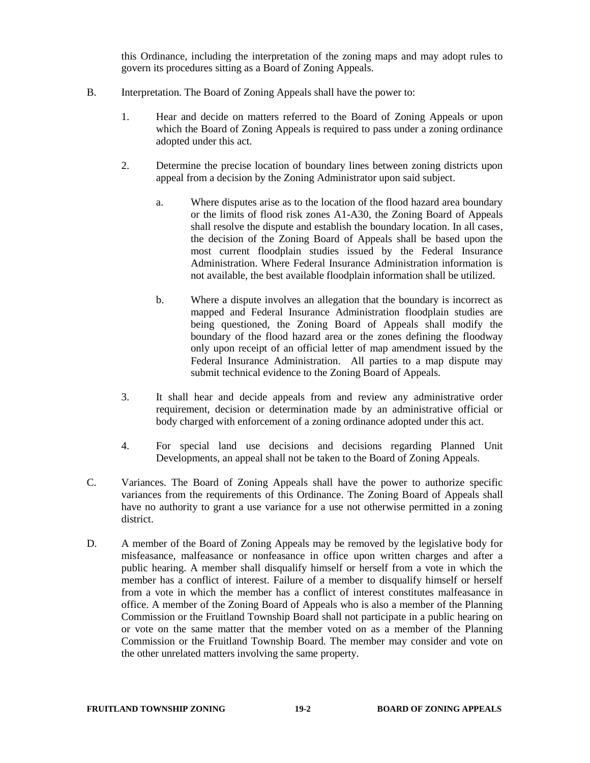this Ordinance, including the interpretation of the zoning maps and may adopt rules to govern its procedures sitting as a Board of Zoning Appeals.

B. Interpretation. The Board of Zoning Appeals shall have the power to:

1. Hear and decide on matters referred to the Board of Zoning Appeals or upon which the Board of Zoning Appeals is required to pass under a zoning ordinance adopted under this act.

2. Determine the precise location of boundary lines between zoning districts upon appeal from a decision by the Zoning Administrator upon said subject.

   a. Where disputes arise as to the location of the flood hazard area boundary or the limits of flood risk zones A1-A30, the Zoning Board of Appeals shall resolve the dispute and establish the boundary location. In all cases, the decision of the Zoning Board of Appeals shall be based upon the most current floodplain studies issued by the Federal Insurance Administration. Where Federal Insurance Administration information is not available, the best available floodplain information shall be utilized.

   b. Where a dispute involves an allegation that the boundary is incorrect as mapped and Federal Insurance Administration floodplain studies are being questioned, the Zoning Board of Appeals shall modify the boundary of the flood hazard area or the zones defining the floodway only upon receipt of an official letter of map amendment issued by the Federal Insurance Administration. All parties to a map dispute may submit technical evidence to the Zoning Board of Appeals.

3. It shall hear and decide appeals from and review any administrative order requirement, decision or determination made by an administrative official or body charged with enforcement of a zoning ordinance adopted under this act.

4. For special land use decisions and decisions regarding Planned Unit Developments, an appeal shall not be taken to the Board of Zoning Appeals.

C. Variances. The Board of Zoning Appeals shall have the power to authorize specific variances from the requirements of this Ordinance. The Zoning Board of Appeals shall have no authority to grant a use variance for a use not otherwise permitted in a zoning district.

D. A member of the Board of Zoning Appeals may be removed by the legislative body for misfeasance, malfeasance or nonfeasance in office upon written charges and after a public hearing. A member shall disqualify himself or herself from a vote in which the member has a conflict of interest. Failure of a member to disqualify himself or herself from a vote in which the member has a conflict of interest constitutes malfeasance in office. A member of the Zoning Board of Appeals who is also a member of the Planning Commission or the Fruitland Township Board shall not participate in a public hearing on or vote on the same matter that the member voted on as a member of the Planning Commission or the Fruitland Township Board. The member may consider and vote on the other unrelated matters involving the same property.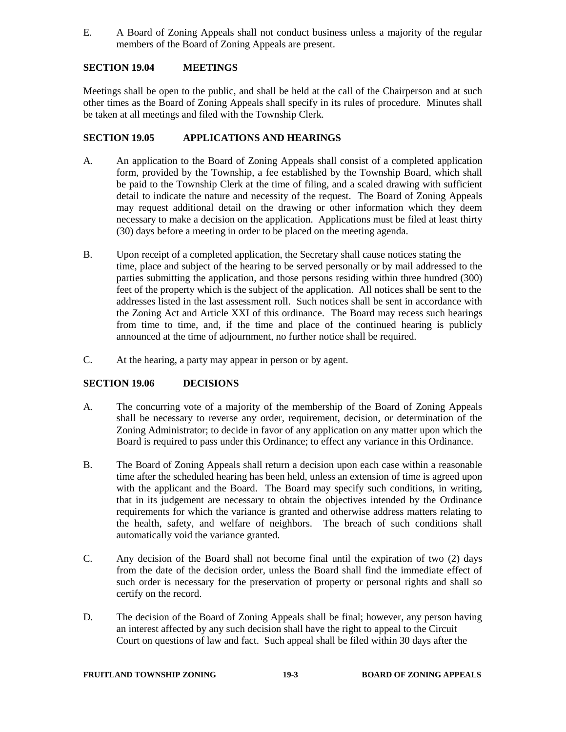E. A Board of Zoning Appeals shall not conduct business unless a majority of the regular members of the Board of Zoning Appeals are present.

## SECTION 19.04 MEETINGS

Meetings shall be open to the public, and shall be held at the call of the Chairperson and at such other times as the Board of Zoning Appeals shall specify in its rules of procedure. Minutes shall be taken at all meetings and filed with the Township Clerk.

## SECTION 19.05 APPLICATIONS AND HEARINGS

A. An application to the Board of Zoning Appeals shall consist of a completed application form, provided by the Township, a fee established by the Township Board, which shall be paid to the Township Clerk at the time of filing, and a scaled drawing with sufficient detail to indicate the nature and necessity of the request. The Board of Zoning Appeals may request additional detail on the drawing or other information which they deem necessary to make a decision on the application. Applications must be filed at least thirty (30) days before a meeting in order to be placed on the meeting agenda.

B. Upon receipt of a completed application, the Secretary shall cause notices stating the time, place and subject of the hearing to be served personally or by mail addressed to the parties submitting the application, and those persons residing within three hundred (300) feet of the property which is the subject of the application. All notices shall be sent to the addresses listed in the last assessment roll. Such notices shall be sent in accordance with the Zoning Act and Article XXI of this ordinance. The Board may recess such hearings from time to time, and, if the time and place of the continued hearing is publicly announced at the time of adjournment, no further notice shall be required.

C. At the hearing, a party may appear in person or by agent.

## SECTION 19.06 DECISIONS

A. The concurring vote of a majority of the membership of the Board of Zoning Appeals shall be necessary to reverse any order, requirement, decision, or determination of the Zoning Administrator; to decide in favor of any application on any matter upon which the Board is required to pass under this Ordinance; to effect any variance in this Ordinance.

B. The Board of Zoning Appeals shall return a decision upon each case within a reasonable time after the scheduled hearing has been held, unless an extension of time is agreed upon with the applicant and the Board. The Board may specify such conditions, in writing, that in its judgement are necessary to obtain the objectives intended by the Ordinance requirements for which the variance is granted and otherwise address matters relating to the health, safety, and welfare of neighbors. The breach of such conditions shall automatically void the variance granted.

C. Any decision of the Board shall not become final until the expiration of two (2) days from the date of the decision order, unless the Board shall find the immediate effect of such order is necessary for the preservation of property or personal rights and shall so certify on the record.

D. The decision of the Board of Zoning Appeals shall be final; however, any person having an interest affected by any such decision shall have the right to appeal to the Circuit Court on questions of law and fact. Such appeal shall be filed within 30 days after the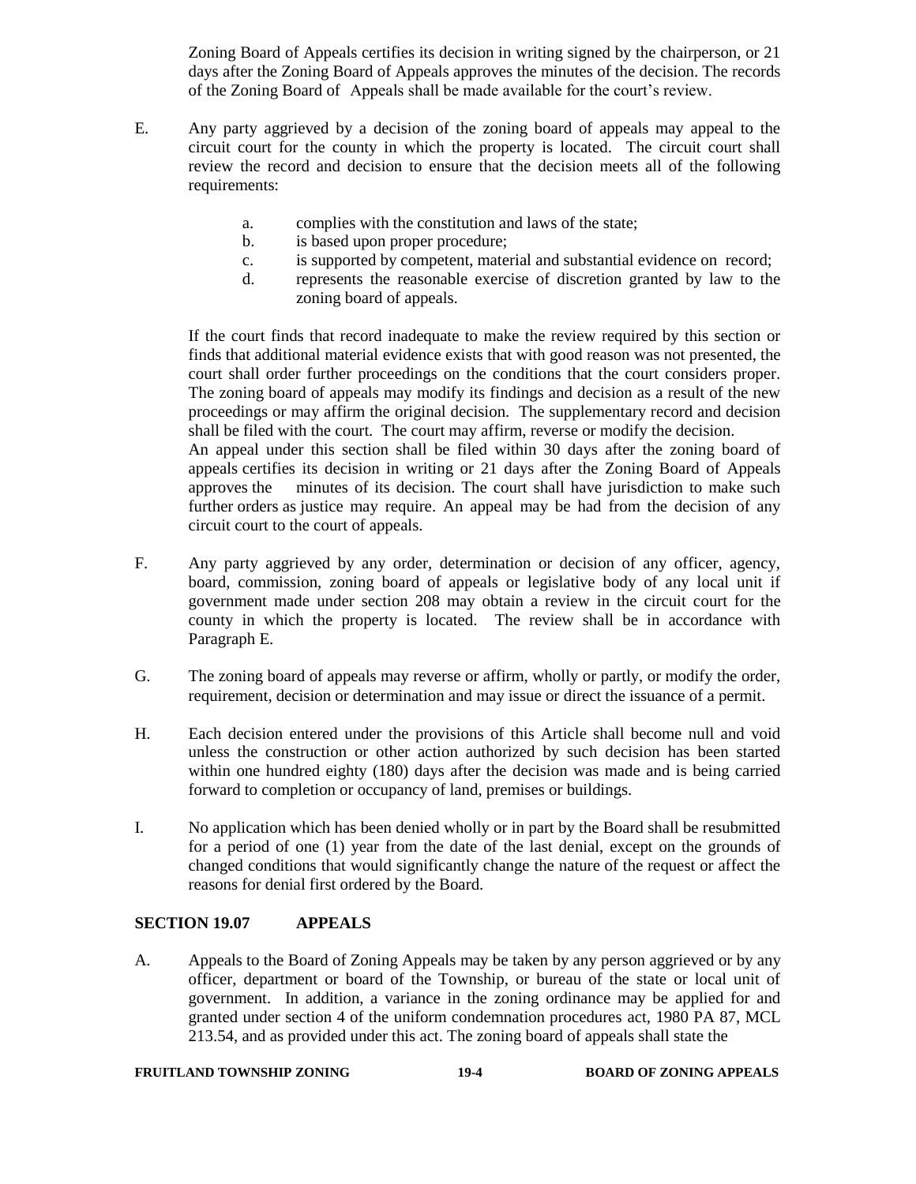Zoning Board of Appeals certifies its decision in writing signed by the chairperson, or 21 days after the Zoning Board of Appeals approves the minutes of the decision. The records of the Zoning Board of Appeals shall be made available for the court's review.

E. Any party aggrieved by a decision of the zoning board of appeals may appeal to the circuit court for the county in which the property is located. The circuit court shall review the record and decision to ensure that the decision meets all of the following requirements:

   a. complies with the constitution and laws of the state;
   b. is based upon proper procedure;
   c. is supported by competent, material and substantial evidence on record;
   d. represents the reasonable exercise of discretion granted by law to the zoning board of appeals.

   If the court finds that record inadequate to make the review required by this section or finds that additional material evidence exists that with good reason was not presented, the court shall order further proceedings on the conditions that the court considers proper. The zoning board of appeals may modify its findings and decision as a result of the new proceedings or may affirm the original decision. The supplementary record and decision shall be filed with the court. The court may affirm, reverse or modify the decision.
   An appeal under this section shall be filed within 30 days after the zoning board of appeals certifies its decision in writing or 21 days after the Zoning Board of Appeals approves the minutes of its decision. The court shall have jurisdiction to make such further orders as justice may require. An appeal may be had from the decision of any circuit court to the court of appeals.

F. Any party aggrieved by any order, determination or decision of any officer, agency, board, commission, zoning board of appeals or legislative body of any local unit if government made under section 208 may obtain a review in the circuit court for the county in which the property is located. The review shall be in accordance with Paragraph E.

G. The zoning board of appeals may reverse or affirm, wholly or partly, or modify the order, requirement, decision or determination and may issue or direct the issuance of a permit.

H. Each decision entered under the provisions of this Article shall become null and void unless the construction or other action authorized by such decision has been started within one hundred eighty (180) days after the decision was made and is being carried forward to completion or occupancy of land, premises or buildings.

I. No application which has been denied wholly or in part by the Board shall be resubmitted for a period of one (1) year from the date of the last denial, except on the grounds of changed conditions that would significantly change the nature of the request or affect the reasons for denial first ordered by the Board.

## SECTION 19.07 APPEALS

A. Appeals to the Board of Zoning Appeals may be taken by any person aggrieved or by any officer, department or board of the Township, or bureau of the state or local unit of government. In addition, a variance in the zoning ordinance may be applied for and granted under section 4 of the uniform condemnation procedures act, 1980 PA 87, MCL 213.54, and as provided under this act. The zoning board of appeals shall state the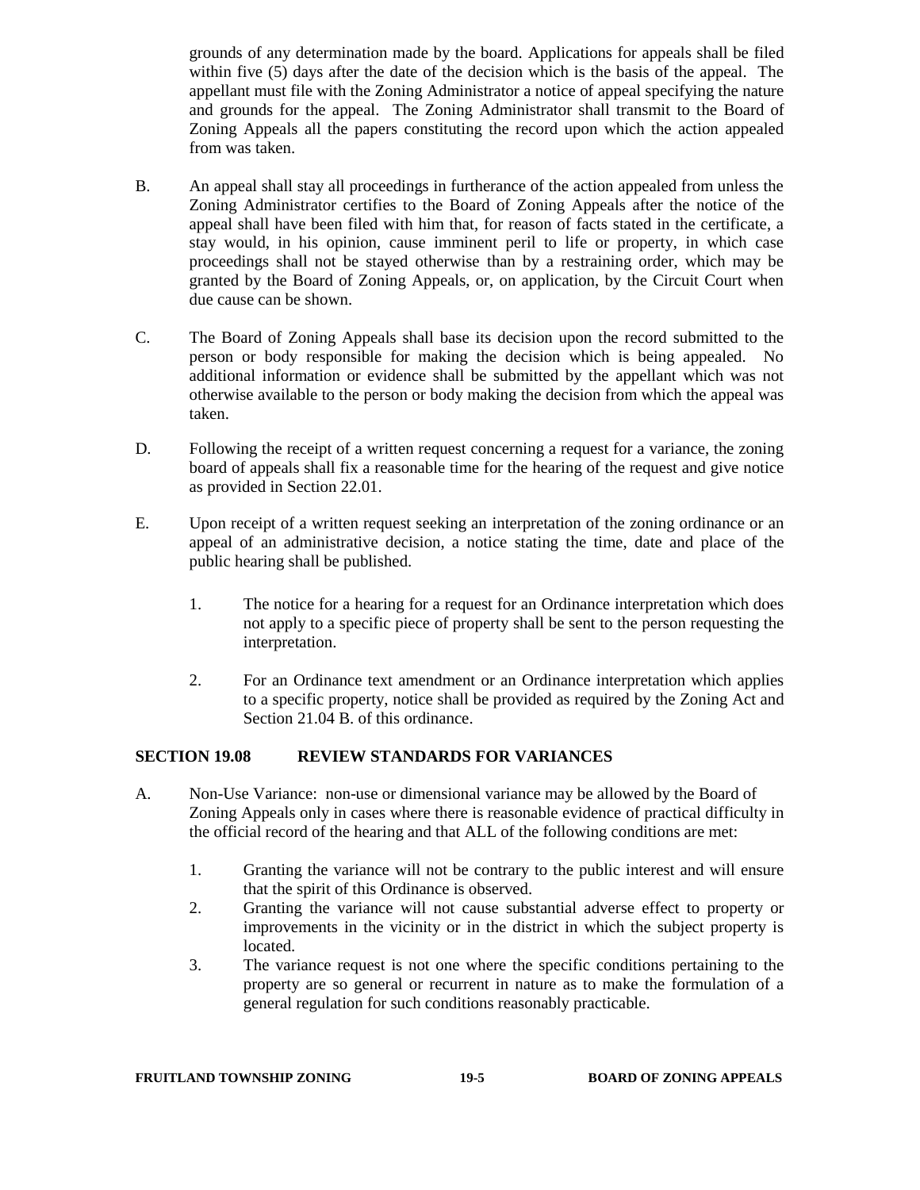grounds of any determination made by the board. Applications for appeals shall be filed within five (5) days after the date of the decision which is the basis of the appeal. The appellant must file with the Zoning Administrator a notice of appeal specifying the nature and grounds for the appeal. The Zoning Administrator shall transmit to the Board of Zoning Appeals all the papers constituting the record upon which the action appealed from was taken.

B. An appeal shall stay all proceedings in furtherance of the action appealed from unless the Zoning Administrator certifies to the Board of Zoning Appeals after the notice of the appeal shall have been filed with him that, for reason of facts stated in the certificate, a stay would, in his opinion, cause imminent peril to life or property, in which case proceedings shall not be stayed otherwise than by a restraining order, which may be granted by the Board of Zoning Appeals, or, on application, by the Circuit Court when due cause can be shown.

C. The Board of Zoning Appeals shall base its decision upon the record submitted to the person or body responsible for making the decision which is being appealed. No additional information or evidence shall be submitted by the appellant which was not otherwise available to the person or body making the decision from which the appeal was taken.

D. Following the receipt of a written request concerning a request for a variance, the zoning board of appeals shall fix a reasonable time for the hearing of the request and give notice as provided in Section 22.01.

E. Upon receipt of a written request seeking an interpretation of the zoning ordinance or an appeal of an administrative decision, a notice stating the time, date and place of the public hearing shall be published.

   1. The notice for a hearing for a request for an Ordinance interpretation which does not apply to a specific piece of property shall be sent to the person requesting the interpretation.

   2. For an Ordinance text amendment or an Ordinance interpretation which applies to a specific property, notice shall be provided as required by the Zoning Act and Section 21.04 B. of this ordinance.

## SECTION 19.08 REVIEW STANDARDS FOR VARIANCES

A. Non-Use Variance: non-use or dimensional variance may be allowed by the Board of Zoning Appeals only in cases where there is reasonable evidence of practical difficulty in the official record of the hearing and that ALL of the following conditions are met:

   1. Granting the variance will not be contrary to the public interest and will ensure that the spirit of this Ordinance is observed.
   2. Granting the variance will not cause substantial adverse effect to property or improvements in the vicinity or in the district in which the subject property is located.
   3. The variance request is not one where the specific conditions pertaining to the property are so general or recurrent in nature as to make the formulation of a general regulation for such conditions reasonably practicable.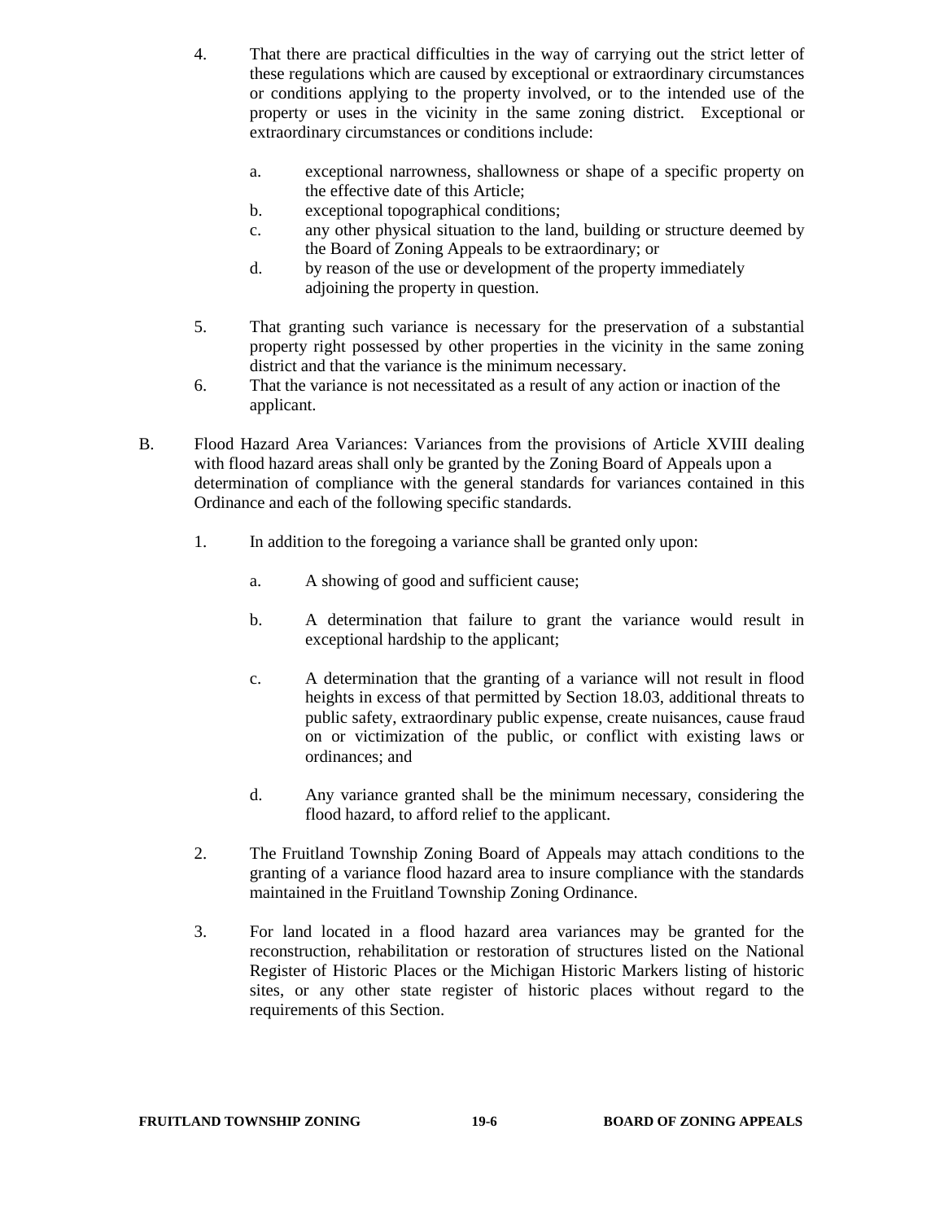4. That there are practical difficulties in the way of carrying out the strict letter of these regulations which are caused by exceptional or extraordinary circumstances or conditions applying to the property involved, or to the intended use of the property or uses in the vicinity in the same zoning district. Exceptional or extraordinary circumstances or conditions include:

   a. exceptional narrowness, shallowness or shape of a specific property on the effective date of this Article;
   b. exceptional topographical conditions;
   c. any other physical situation to the land, building or structure deemed by the Board of Zoning Appeals to be extraordinary; or
   d. by reason of the use or development of the property immediately adjoining the property in question.

5. That granting such variance is necessary for the preservation of a substantial property right possessed by other properties in the vicinity in the same zoning district and that the variance is the minimum necessary.
6. That the variance is not necessitated as a result of any action or inaction of the applicant.

B. Flood Hazard Area Variances: Variances from the provisions of Article XVIII dealing with flood hazard areas shall only be granted by the Zoning Board of Appeals upon a determination of compliance with the general standards for variances contained in this Ordinance and each of the following specific standards.

   1. In addition to the foregoing a variance shall be granted only upon:

      a. A showing of good and sufficient cause;

      b. A determination that failure to grant the variance would result in exceptional hardship to the applicant;

      c. A determination that the granting of a variance will not result in flood heights in excess of that permitted by Section 18.03, additional threats to public safety, extraordinary public expense, create nuisances, cause fraud on or victimization of the public, or conflict with existing laws or ordinances; and

      d. Any variance granted shall be the minimum necessary, considering the flood hazard, to afford relief to the applicant.

   2. The Fruitland Township Zoning Board of Appeals may attach conditions to the granting of a variance flood hazard area to insure compliance with the standards maintained in the Fruitland Township Zoning Ordinance.

   3. For land located in a flood hazard area variances may be granted for the reconstruction, rehabilitation or restoration of structures listed on the National Register of Historic Places or the Michigan Historic Markers listing of historic sites, or any other state register of historic places without regard to the requirements of this Section.